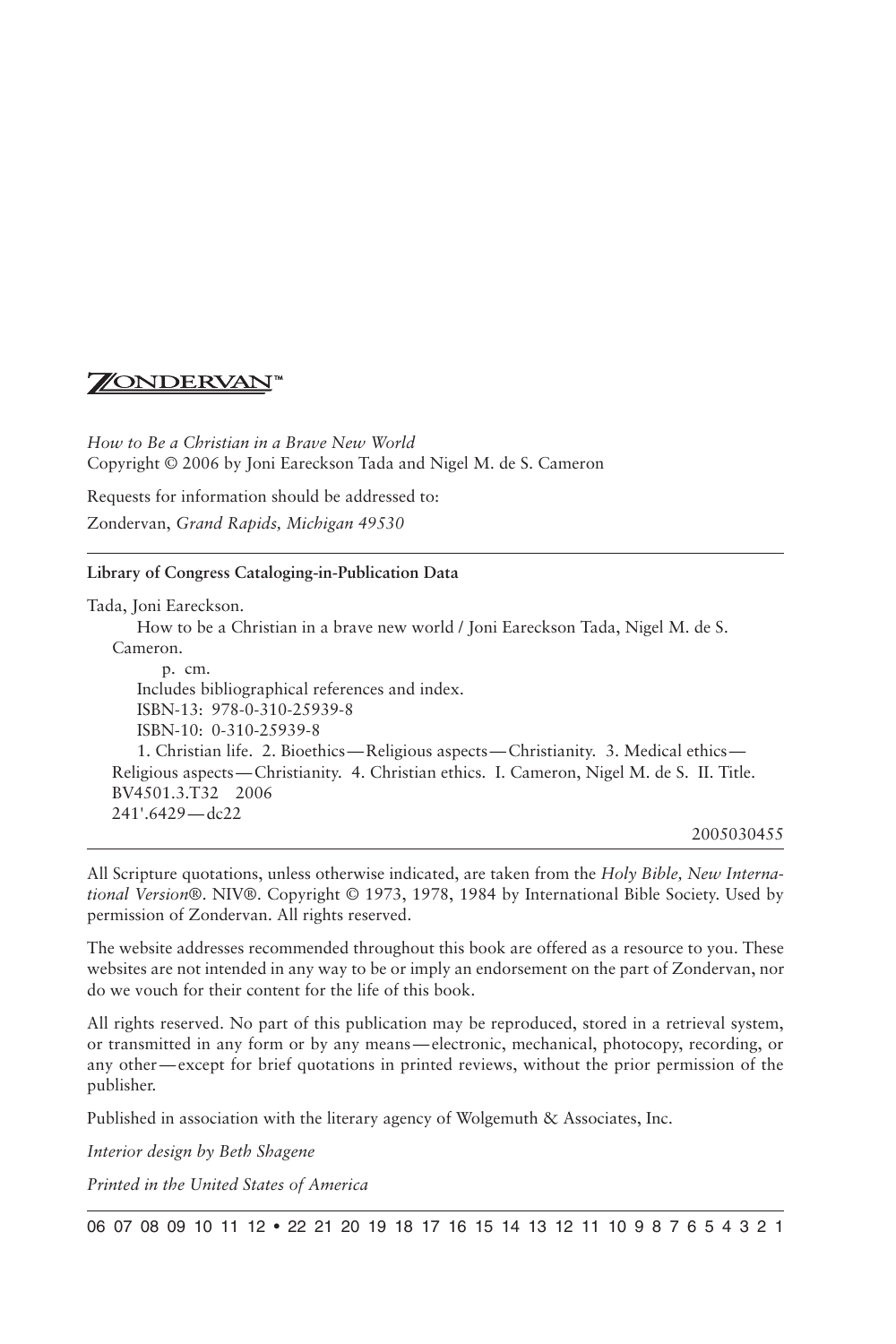ZONDERVAN™

*How to Be a Christian in a Brave New World*
Copyright © 2006 by Joni Eareckson Tada and Nigel M. de S. Cameron

Requests for information should be addressed to:

Zondervan, *Grand Rapids, Michigan 49530*

---

**Library of Congress Cataloging-in-Publication Data**

Tada, Joni Eareckson.
How to be a Christian in a brave new world / Joni Eareckson Tada, Nigel M. de S. Cameron.
p. cm.
Includes bibliographical references and index.
ISBN-13: 978-0-310-25939-8
ISBN-10: 0-310-25939-8
1. Christian life. 2. Bioethics—Religious aspects—Christianity. 3. Medical ethics—Religious aspects—Christianity. 4. Christian ethics. I. Cameron, Nigel M. de S. II. Title.
BV4501.3.T32 2006
241'.6429—dc22

2005030455

---

All Scripture quotations, unless otherwise indicated, are taken from the *Holy Bible, New International Version*®. NIV®. Copyright © 1973, 1978, 1984 by International Bible Society. Used by permission of Zondervan. All rights reserved.

The website addresses recommended throughout this book are offered as a resource to you. These websites are not intended in any way to be or imply an endorsement on the part of Zondervan, nor do we vouch for their content for the life of this book.

All rights reserved. No part of this publication may be reproduced, stored in a retrieval system, or transmitted in any form or by any means—electronic, mechanical, photocopy, recording, or any other—except for brief quotations in printed reviews, without the prior permission of the publisher.

Published in association with the literary agency of Wolgemuth & Associates, Inc.

*Interior design by Beth Shagene*

*Printed in the United States of America*

---

06 07 08 09 10 11 12 • 22 21 20 19 18 17 16 15 14 13 12 11 10 9 8 7 6 5 4 3 2 1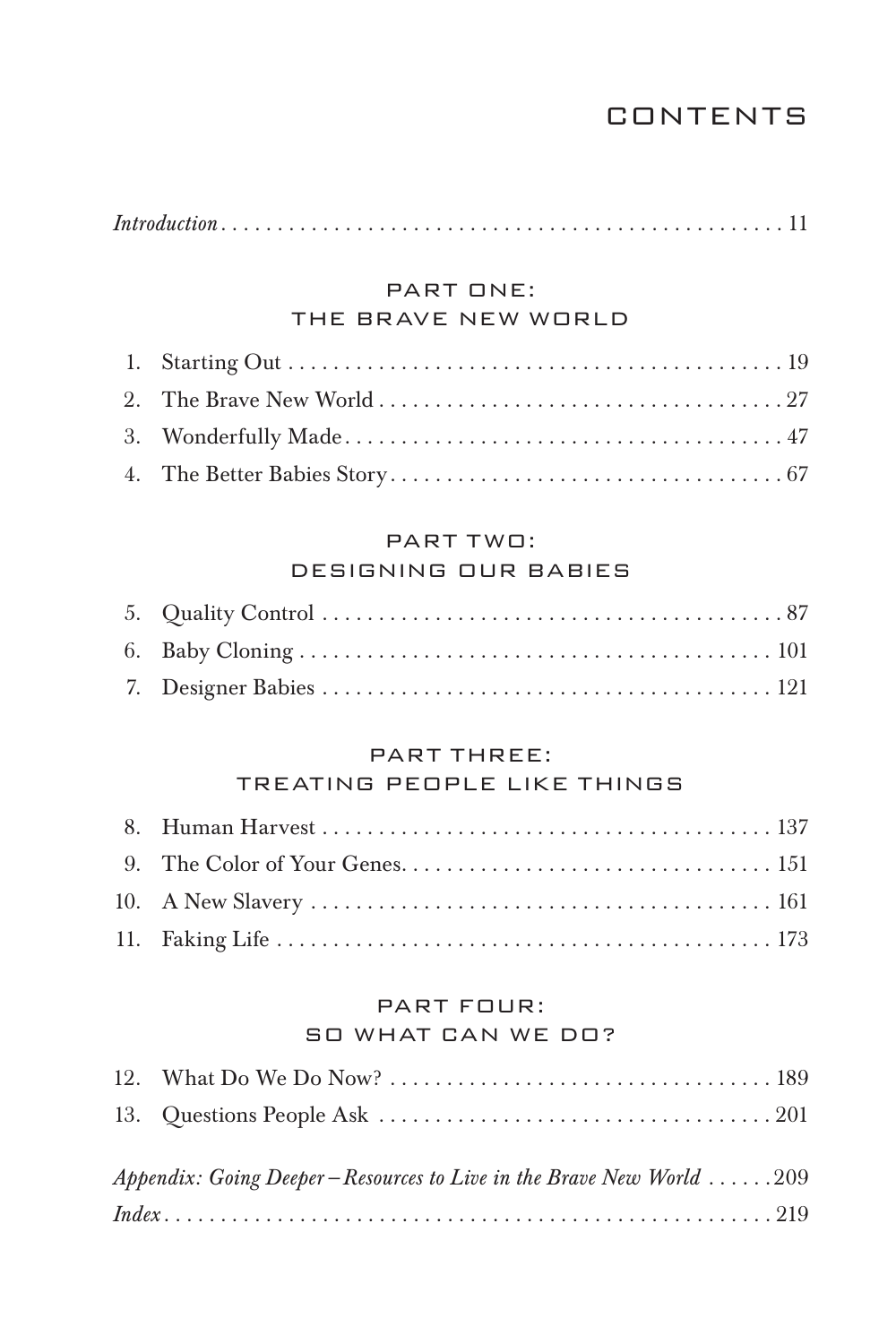# CONTENTS

*Introduction* . . . . . . . . . . . . . . . . . . . . . . . . . . . . . . . . . . . . . . . . . . . . . . . . . . 11

## PART ONE: THE BRAVE NEW WORLD

1. Starting Out . . . . . . . . . . . . . . . . . . . . . . . . . . . . . . . . . . . . . . . . . . . . 19
2. The Brave New World . . . . . . . . . . . . . . . . . . . . . . . . . . . . . . . . . . . . 27
3. Wonderfully Made . . . . . . . . . . . . . . . . . . . . . . . . . . . . . . . . . . . . . . . 47
4. The Better Babies Story . . . . . . . . . . . . . . . . . . . . . . . . . . . . . . . . . . . 67

## PART TWO: DESIGNING OUR BABIES

5. Quality Control . . . . . . . . . . . . . . . . . . . . . . . . . . . . . . . . . . . . . . . . 87
6. Baby Cloning . . . . . . . . . . . . . . . . . . . . . . . . . . . . . . . . . . . . . . . . . 101
7. Designer Babies . . . . . . . . . . . . . . . . . . . . . . . . . . . . . . . . . . . . . . . 121

## PART THREE: TREATING PEOPLE LIKE THINGS

8. Human Harvest . . . . . . . . . . . . . . . . . . . . . . . . . . . . . . . . . . . . . . . 137
9. The Color of Your Genes . . . . . . . . . . . . . . . . . . . . . . . . . . . . . . . . 151
10. A New Slavery . . . . . . . . . . . . . . . . . . . . . . . . . . . . . . . . . . . . . . . 161
11. Faking Life . . . . . . . . . . . . . . . . . . . . . . . . . . . . . . . . . . . . . . . . . . 173

## PART FOUR: SO WHAT CAN WE DO?

12. What Do We Do Now? . . . . . . . . . . . . . . . . . . . . . . . . . . . . . . . . . 189
13. Questions People Ask . . . . . . . . . . . . . . . . . . . . . . . . . . . . . . . . . . 201

*Appendix: Going Deeper—Resources to Live in the Brave New World* . . . . . . 209

*Index* . . . . . . . . . . . . . . . . . . . . . . . . . . . . . . . . . . . . . . . . . . . . . . . . . . . 219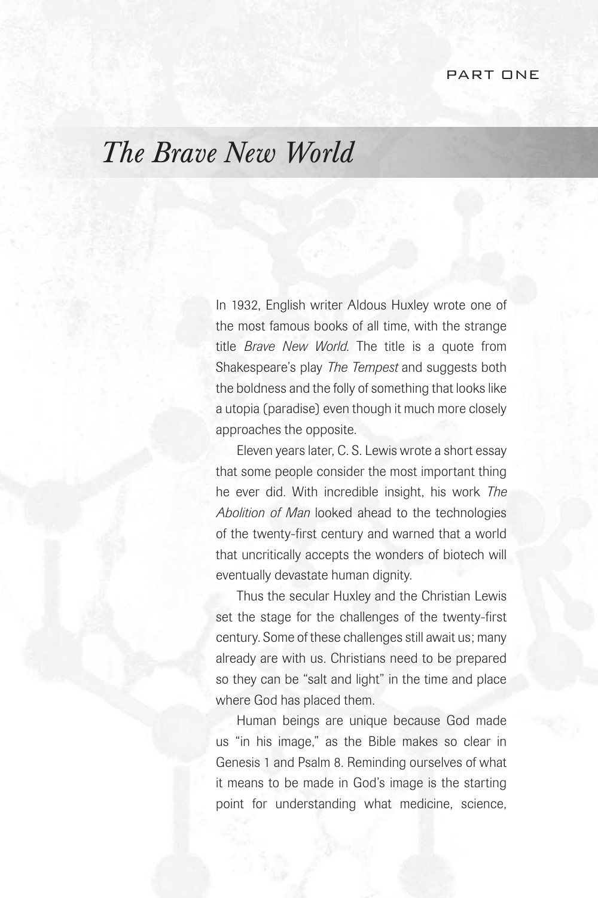PART ONE

# *The Brave New World*

In 1932, English writer Aldous Huxley wrote one of the most famous books of all time, with the strange title *Brave New World*. The title is a quote from Shakespeare's play *The Tempest* and suggests both the boldness and the folly of something that looks like a utopia (paradise) even though it much more closely approaches the opposite.

Eleven years later, C. S. Lewis wrote a short essay that some people consider the most important thing he ever did. With incredible insight, his work *The Abolition of Man* looked ahead to the technologies of the twenty-first century and warned that a world that uncritically accepts the wonders of biotech will eventually devastate human dignity.

Thus the secular Huxley and the Christian Lewis set the stage for the challenges of the twenty-first century. Some of these challenges still await us; many already are with us. Christians need to be prepared so they can be "salt and light" in the time and place where God has placed them.

Human beings are unique because God made us "in his image," as the Bible makes so clear in Genesis 1 and Psalm 8. Reminding ourselves of what it means to be made in God's image is the starting point for understanding what medicine, science,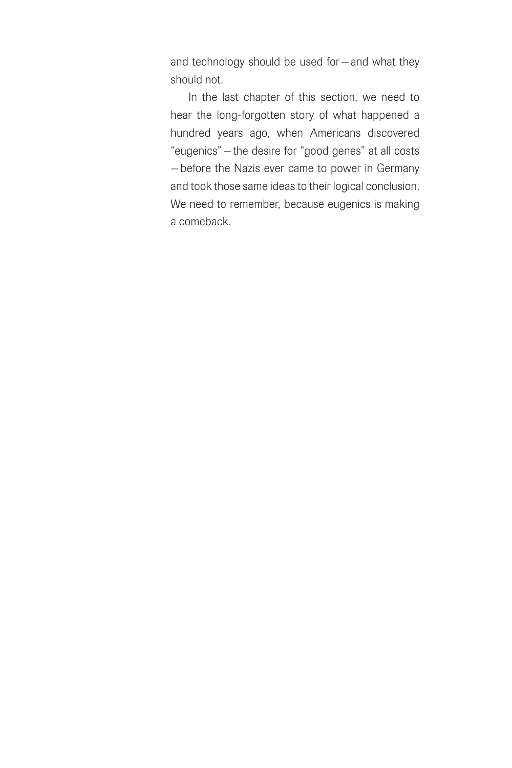and technology should be used for — and what they should not.

In the last chapter of this section, we need to hear the long-forgotten story of what happened a hundred years ago, when Americans discovered "eugenics" — the desire for "good genes" at all costs — before the Nazis ever came to power in Germany and took those same ideas to their logical conclusion. We need to remember, because eugenics is making a comeback.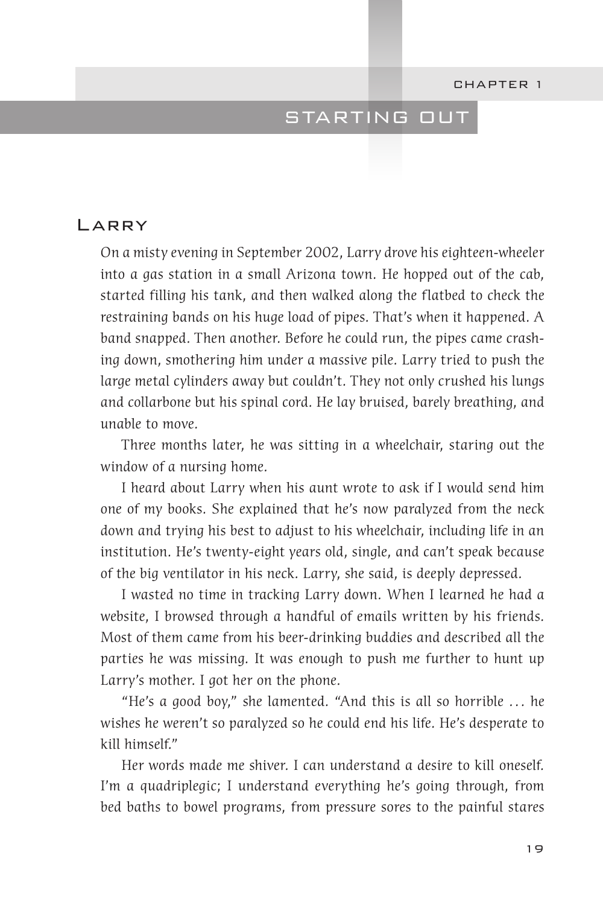CHAPTER 1

# STARTING OUT

## Larry

*On a misty evening in September 2002, Larry drove his eighteen-wheeler into a gas station in a small Arizona town. He hopped out of the cab, started filling his tank, and then walked along the flatbed to check the restraining bands on his huge load of pipes. That's when it happened. A band snapped. Then another. Before he could run, the pipes came crashing down, smothering him under a massive pile. Larry tried to push the large metal cylinders away but couldn't. They not only crushed his lungs and collarbone but his spinal cord. He lay bruised, barely breathing, and unable to move.*

*Three months later, he was sitting in a wheelchair, staring out the window of a nursing home.*

*I heard about Larry when his aunt wrote to ask if I would send him one of my books. She explained that he's now paralyzed from the neck down and trying his best to adjust to his wheelchair, including life in an institution. He's twenty-eight years old, single, and can't speak because of the big ventilator in his neck. Larry, she said, is deeply depressed.*

*I wasted no time in tracking Larry down. When I learned he had a website, I browsed through a handful of emails written by his friends. Most of them came from his beer-drinking buddies and described all the parties he was missing. It was enough to push me further to hunt up Larry's mother. I got her on the phone.*

*"He's a good boy," she lamented. "And this is all so horrible ... he wishes he weren't so paralyzed so he could end his life. He's desperate to kill himself."*

*Her words made me shiver. I can understand a desire to kill oneself. I'm a quadriplegic; I understand everything he's going through, from bed baths to bowel programs, from pressure sores to the painful stares*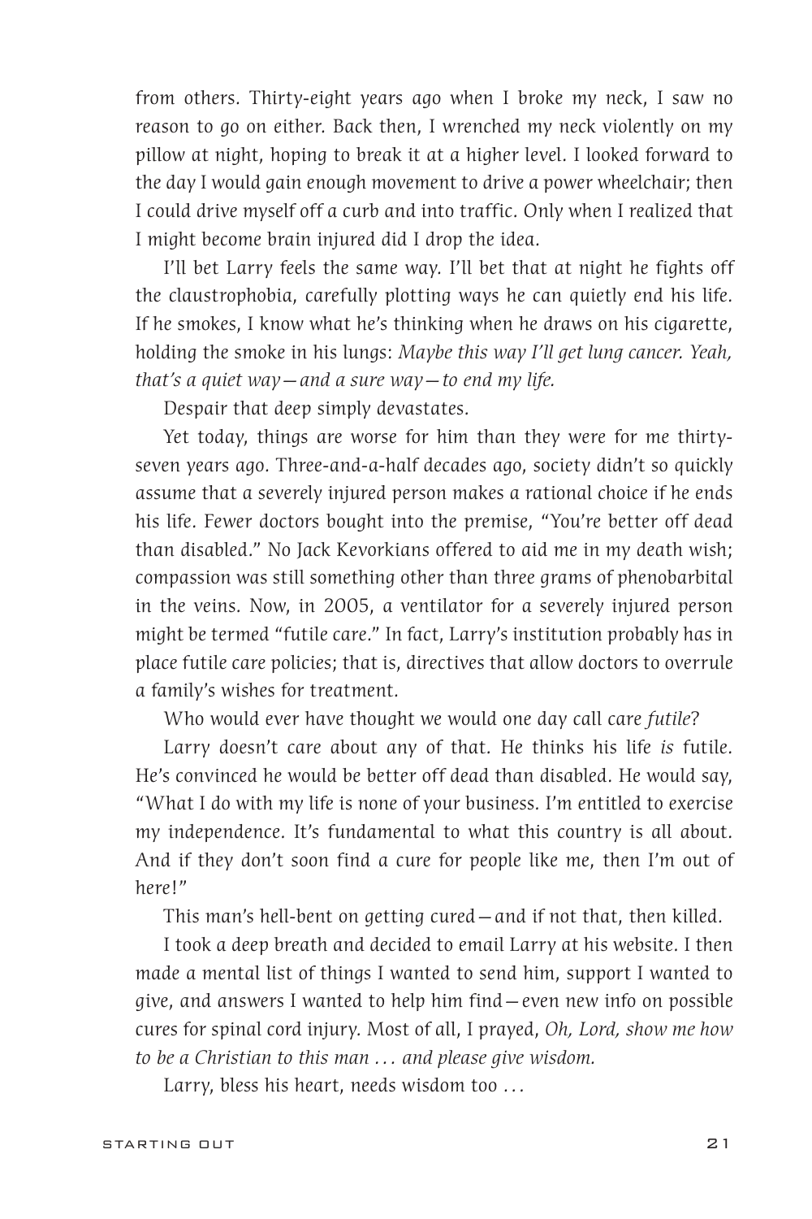from others. Thirty-eight years ago when I broke my neck, I saw no reason to go on either. Back then, I wrenched my neck violently on my pillow at night, hoping to break it at a higher level. I looked forward to the day I would gain enough movement to drive a power wheelchair; then I could drive myself off a curb and into traffic. Only when I realized that I might become brain injured did I drop the idea.

I'll bet Larry feels the same way. I'll bet that at night he fights off the claustrophobia, carefully plotting ways he can quietly end his life. If he smokes, I know what he's thinking when he draws on his cigarette, holding the smoke in his lungs: *Maybe this way I'll get lung cancer. Yeah, that's a quiet way—and a sure way—to end my life.*

Despair that deep simply devastates.

Yet today, things are worse for him than they were for me thirty-seven years ago. Three-and-a-half decades ago, society didn't so quickly assume that a severely injured person makes a rational choice if he ends his life. Fewer doctors bought into the premise, "You're better off dead than disabled." No Jack Kevorkians offered to aid me in my death wish; compassion was still something other than three grams of phenobarbital in the veins. Now, in 2005, a ventilator for a severely injured person might be termed "futile care." In fact, Larry's institution probably has in place futile care policies; that is, directives that allow doctors to overrule a family's wishes for treatment.

Who would ever have thought we would one day call care *futile*?

Larry doesn't care about any of that. He thinks his life *is* futile. He's convinced he would be better off dead than disabled. He would say, "What I do with my life is none of your business. I'm entitled to exercise my independence. It's fundamental to what this country is all about. And if they don't soon find a cure for people like me, then I'm out of here!"

This man's hell-bent on getting cured—and if not that, then killed.

I took a deep breath and decided to email Larry at his website. I then made a mental list of things I wanted to send him, support I wanted to give, and answers I wanted to help him find—even new info on possible cures for spinal cord injury. Most of all, I prayed, *Oh, Lord, show me how to be a Christian to this man ... and please give wisdom.*

Larry, bless his heart, needs wisdom too ...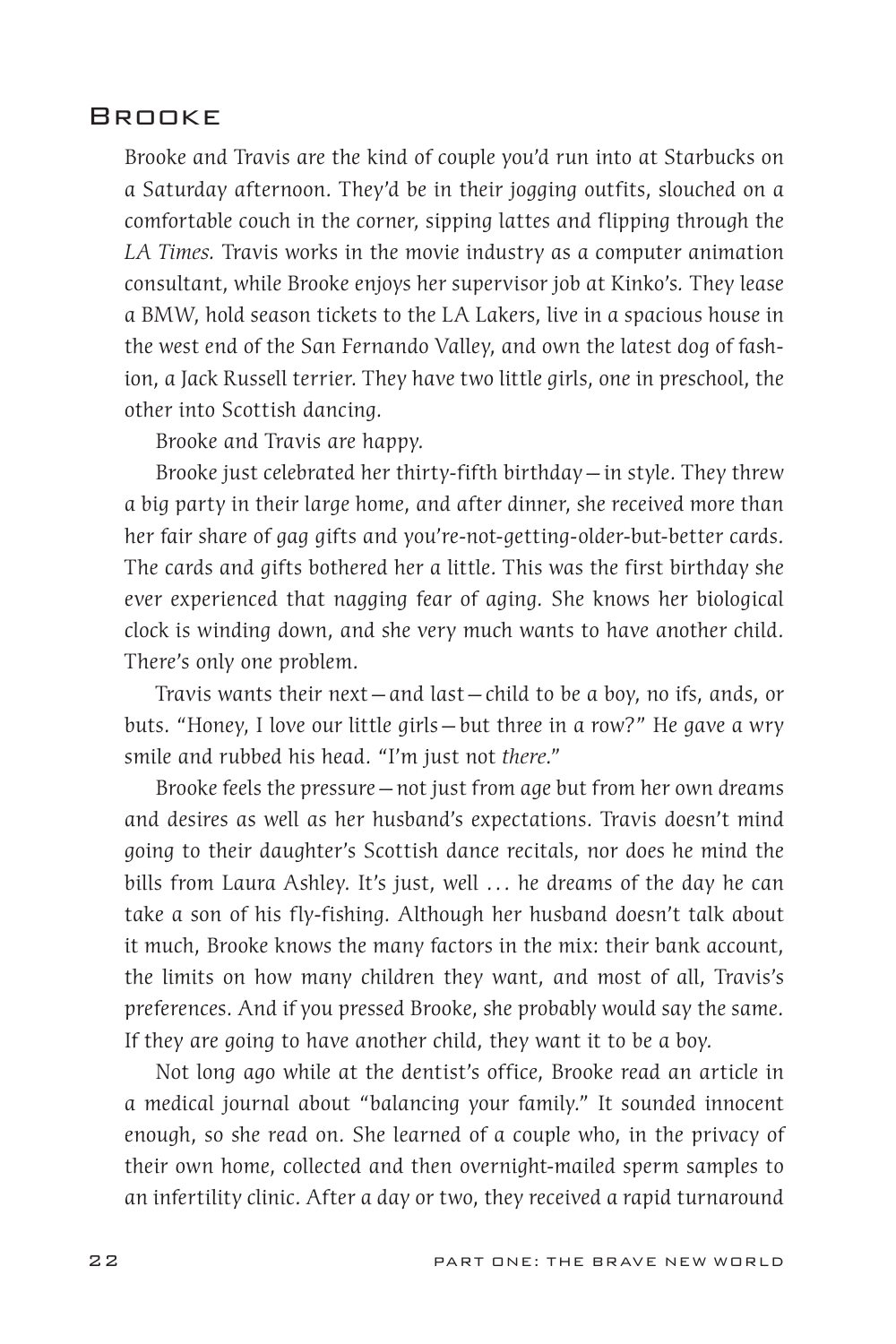## Brooke

*Brooke and Travis are the kind of couple you'd run into at Starbucks on a Saturday afternoon. They'd be in their jogging outfits, slouched on a comfortable couch in the corner, sipping lattes and flipping through the* LA Times. *Travis works in the movie industry as a computer animation consultant, while Brooke enjoys her supervisor job at Kinko's. They lease a BMW, hold season tickets to the LA Lakers, live in a spacious house in the west end of the San Fernando Valley, and own the latest dog of fashion, a Jack Russell terrier. They have two little girls, one in preschool, the other into Scottish dancing.*

*Brooke and Travis are happy.*

*Brooke just celebrated her thirty-fifth birthday—in style. They threw a big party in their large home, and after dinner, she received more than her fair share of gag gifts and you're-not-getting-older-but-better cards. The cards and gifts bothered her a little. This was the first birthday she ever experienced that nagging fear of aging. She knows her biological clock is winding down, and she very much wants to have another child. There's only one problem.*

*Travis wants their next—and last—child to be a boy, no ifs, ands, or buts. "Honey, I love our little girls—but three in a row?" He gave a wry smile and rubbed his head. "I'm just not* there."

*Brooke feels the pressure—not just from age but from her own dreams and desires as well as her husband's expectations. Travis doesn't mind going to their daughter's Scottish dance recitals, nor does he mind the bills from Laura Ashley. It's just, well ... he dreams of the day he can take a son of his fly-fishing. Although her husband doesn't talk about it much, Brooke knows the many factors in the mix: their bank account, the limits on how many children they want, and most of all, Travis's preferences. And if you pressed Brooke, she probably would say the same. If they are going to have another child, they want it to be a boy.*

*Not long ago while at the dentist's office, Brooke read an article in a medical journal about "balancing your family." It sounded innocent enough, so she read on. She learned of a couple who, in the privacy of their own home, collected and then overnight-mailed sperm samples to an infertility clinic. After a day or two, they received a rapid turnaround*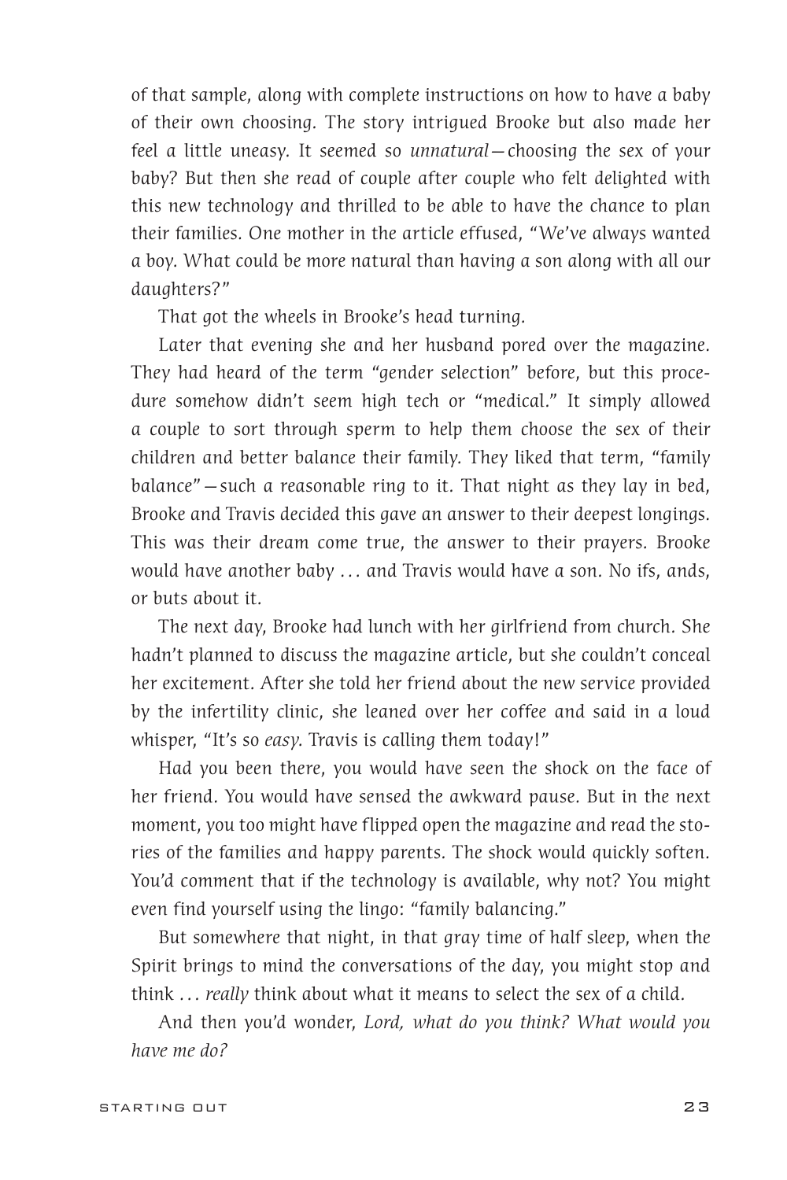of that sample, along with complete instructions on how to have a baby of their own choosing. The story intrigued Brooke but also made her feel a little uneasy. It seemed so *unnatural*—choosing the sex of your baby? But then she read of couple after couple who felt delighted with this new technology and thrilled to be able to have the chance to plan their families. One mother in the article effused, "We've always wanted a boy. What could be more natural than having a son along with all our daughters?"

That got the wheels in Brooke's head turning.

Later that evening she and her husband pored over the magazine. They had heard of the term "gender selection" before, but this procedure somehow didn't seem high tech or "medical." It simply allowed a couple to sort through sperm to help them choose the sex of their children and better balance their family. They liked that term, "family balance"—such a reasonable ring to it. That night as they lay in bed, Brooke and Travis decided this gave an answer to their deepest longings. This was their dream come true, the answer to their prayers. Brooke would have another baby . . . and Travis would have a son. No ifs, ands, or buts about it.

The next day, Brooke had lunch with her girlfriend from church. She hadn't planned to discuss the magazine article, but she couldn't conceal her excitement. After she told her friend about the new service provided by the infertility clinic, she leaned over her coffee and said in a loud whisper, "It's so *easy*. Travis is calling them today!"

Had you been there, you would have seen the shock on the face of her friend. You would have sensed the awkward pause. But in the next moment, you too might have flipped open the magazine and read the stories of the families and happy parents. The shock would quickly soften. You'd comment that if the technology is available, why not? You might even find yourself using the lingo: "family balancing."

But somewhere that night, in that gray time of half sleep, when the Spirit brings to mind the conversations of the day, you might stop and think . . . *really* think about what it means to select the sex of a child.

And then you'd wonder, *Lord, what do you think? What would you have me do?*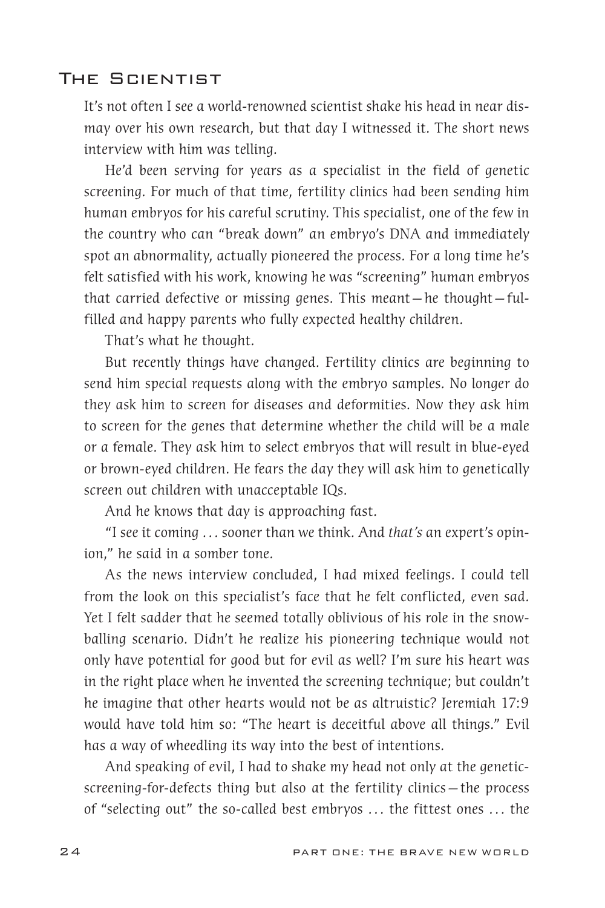## The Scientist

It's not often I see a world-renowned scientist shake his head in near dismay over his own research, but that day I witnessed it. The short news interview with him was telling.

He'd been serving for years as a specialist in the field of genetic screening. For much of that time, fertility clinics had been sending him human embryos for his careful scrutiny. This specialist, one of the few in the country who can "break down" an embryo's DNA and immediately spot an abnormality, actually pioneered the process. For a long time he's felt satisfied with his work, knowing he was "screening" human embryos that carried defective or missing genes. This meant—he thought—fulfilled and happy parents who fully expected healthy children.

That's what he thought.

But recently things have changed. Fertility clinics are beginning to send him special requests along with the embryo samples. No longer do they ask him to screen for diseases and deformities. Now they ask him to screen for the genes that determine whether the child will be a male or a female. They ask him to select embryos that will result in blue-eyed or brown-eyed children. He fears the day they will ask him to genetically screen out children with unacceptable IQs.

And he knows that day is approaching fast.

"I see it coming . . . sooner than we think. And *that's* an expert's opinion," he said in a somber tone.

As the news interview concluded, I had mixed feelings. I could tell from the look on this specialist's face that he felt conflicted, even sad. Yet I felt sadder that he seemed totally oblivious of his role in the snowballing scenario. Didn't he realize his pioneering technique would not only have potential for good but for evil as well? I'm sure his heart was in the right place when he invented the screening technique; but couldn't he imagine that other hearts would not be as altruistic? Jeremiah 17:9 would have told him so: "The heart is deceitful above all things." Evil has a way of wheedling its way into the best of intentions.

And speaking of evil, I had to shake my head not only at the genetic-screening-for-defects thing but also at the fertility clinics—the process of "selecting out" the so-called best embryos . . . the fittest ones . . . the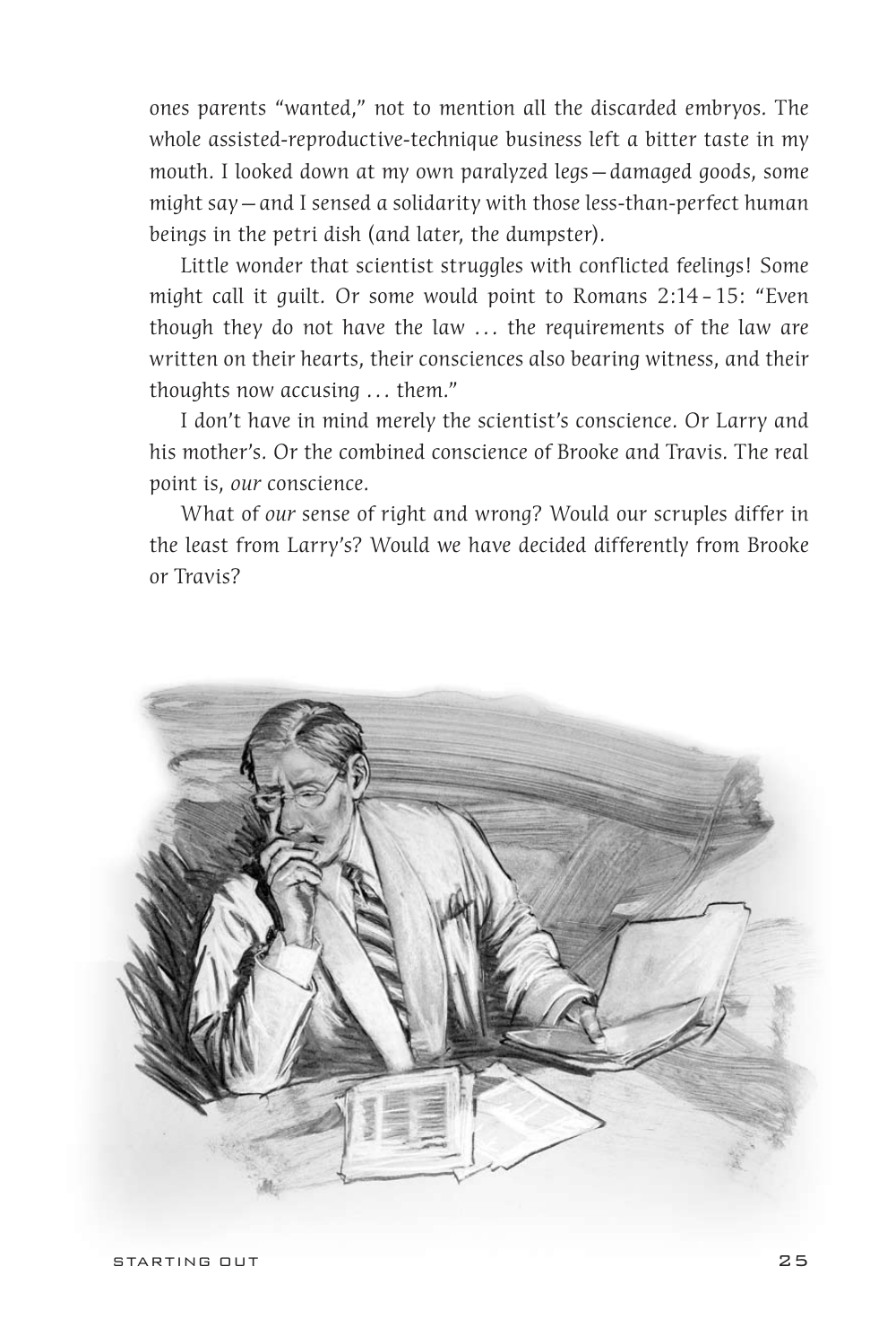ones parents "wanted," not to mention all the discarded embryos. The whole assisted-reproductive-technique business left a bitter taste in my mouth. I looked down at my own paralyzed legs—damaged goods, some might say—and I sensed a solidarity with those less-than-perfect human beings in the petri dish (and later, the dumpster).

Little wonder that scientist struggles with conflicted feelings! Some might call it guilt. Or some would point to Romans 2:14–15: "Even though they do not have the law … the requirements of the law are written on their hearts, their consciences also bearing witness, and their thoughts now accusing … them."

I don't have in mind merely the scientist's conscience. Or Larry and his mother's. Or the combined conscience of Brooke and Travis. The real point is, *our* conscience.

What of *our* sense of right and wrong? Would our scruples differ in the least from Larry's? Would we have decided differently from Brooke or Travis?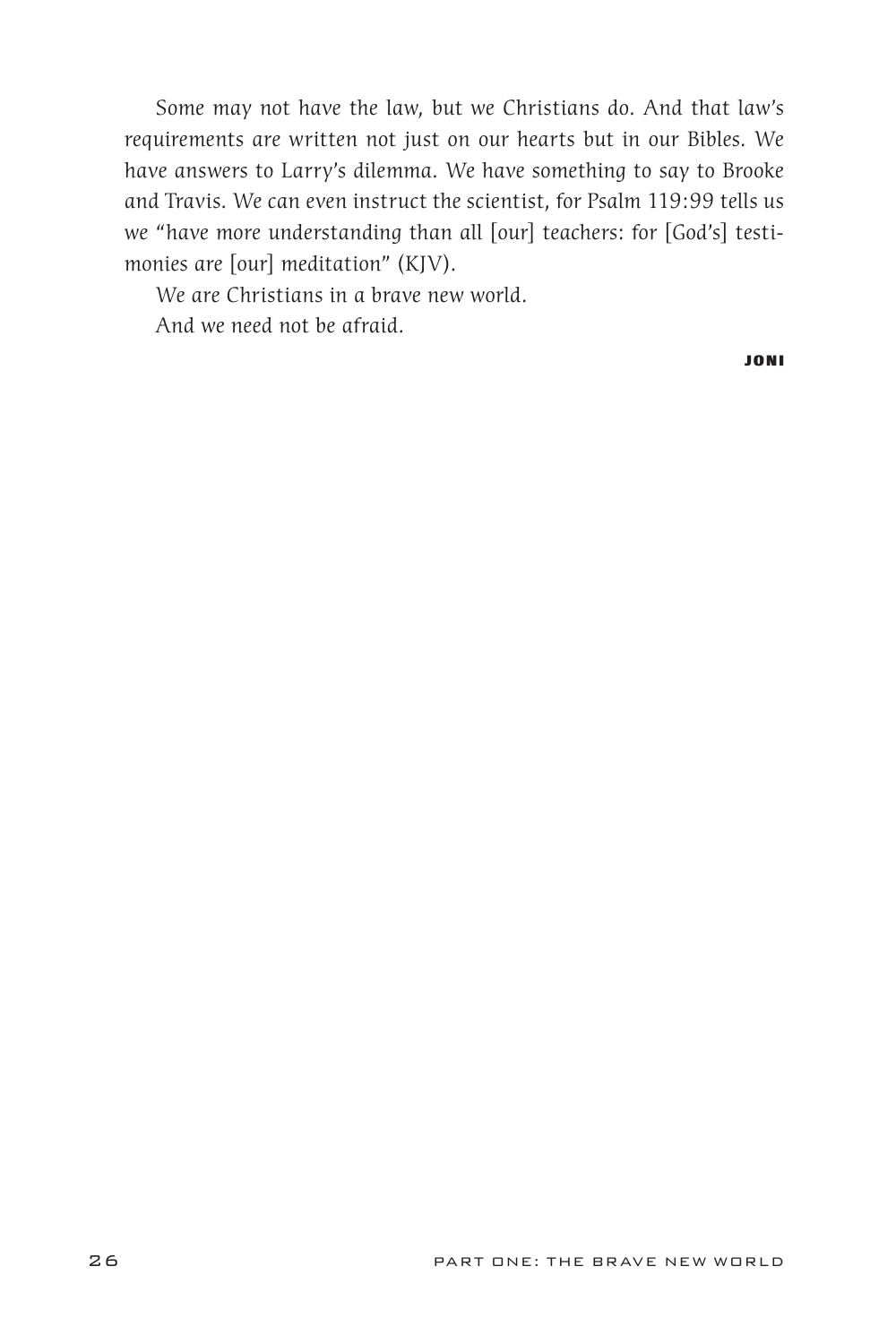*Some may not have the law, but we Christians do. And that law's requirements are written not just on our hearts but in our Bibles. We have answers to Larry's dilemma. We have something to say to Brooke and Travis. We can even instruct the scientist, for Psalm 119:99 tells us we "have more understanding than all [our] teachers: for [God's] testimonies are [our] meditation" (KJV).*

*We are Christians in a brave new world.*

*And we need not be afraid.*

**JONI**